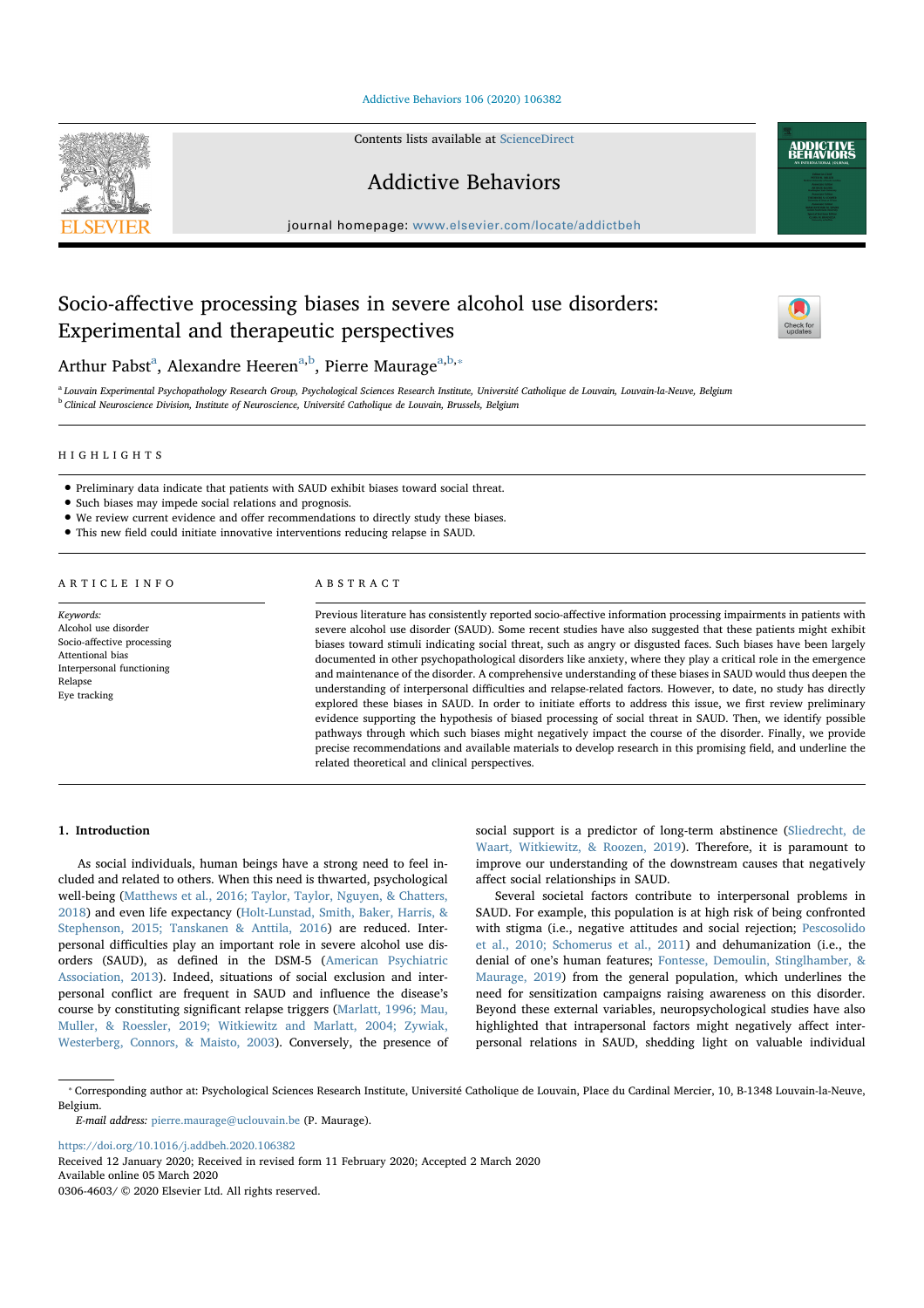# Socio-affective processing biases in severe alcohol use disorders: Experimental and therapeutic perspectives

Arthur Pabst[a], Alexandre Heeren[a,b], Pierre Maurage[a,b,*]

[a] Louvain Experimental Psychopathology Research Group, Psychological Sciences Research Institute, Université Catholique de Louvain, Louvain-la-Neuve, Belgium
[b] Clinical Neuroscience Division, Institute of Neuroscience, Université Catholique de Louvain, Brussels, Belgium

## HIGHLIGHTS

- Preliminary data indicate that patients with SAUD exhibit biases toward social threat.
- Such biases may impede social relations and prognosis.
- We review current evidence and offer recommendations to directly study these biases.
- This new field could initiate innovative interventions reducing relapse in SAUD.

## ARTICLE INFO

*Keywords:*
Alcohol use disorder
Socio-affective processing
Attentional bias
Interpersonal functioning
Relapse
Eye tracking

## ABSTRACT

Previous literature has consistently reported socio-affective information processing impairments in patients with severe alcohol use disorder (SAUD). Some recent studies have also suggested that these patients might exhibit biases toward stimuli indicating social threat, such as angry or disgusted faces. Such biases have been largely documented in other psychopathological disorders like anxiety, where they play a critical role in the emergence and maintenance of the disorder. A comprehensive understanding of these biases in SAUD would thus deepen the understanding of interpersonal difficulties and relapse-related factors. However, to date, no study has directly explored these biases in SAUD. In order to initiate efforts to address this issue, we first review preliminary evidence supporting the hypothesis of biased processing of social threat in SAUD. Then, we identify possible pathways through which such biases might negatively impact the course of the disorder. Finally, we provide precise recommendations and available materials to develop research in this promising field, and underline the related theoretical and clinical perspectives.

## 1. Introduction

As social individuals, human beings have a strong need to feel included and related to others. When this need is thwarted, psychological well-being (Matthews et al., 2016; Taylor, Taylor, Nguyen, & Chatters, 2018) and even life expectancy (Holt-Lunstad, Smith, Baker, Harris, & Stephenson, 2015; Tanskanen & Anttila, 2016) are reduced. Interpersonal difficulties play an important role in severe alcohol use disorders (SAUD), as defined in the DSM-5 (American Psychiatric Association, 2013). Indeed, situations of social exclusion and interpersonal conflict are frequent in SAUD and influence the disease's course by constituting significant relapse triggers (Marlatt, 1996; Mau, Muller, & Roessler, 2019; Witkiewitz and Marlatt, 2004; Zywiak, Westerberg, Connors, & Maisto, 2003). Conversely, the presence of social support is a predictor of long-term abstinence (Sliedrecht, de Waart, Witkiewitz, & Roozen, 2019). Therefore, it is paramount to improve our understanding of the downstream causes that negatively affect social relationships in SAUD.

Several societal factors contribute to interpersonal problems in SAUD. For example, this population is at high risk of being confronted with stigma (i.e., negative attitudes and social rejection; Pescosolido et al., 2010; Schomerus et al., 2011) and dehumanization (i.e., the denial of one's human features; Fontesse, Demoulin, Stinglhamber, & Maurage, 2019) from the general population, which underlines the need for sensitization campaigns raising awareness on this disorder. Beyond these external variables, neuropsychological studies have also highlighted that intrapersonal factors might negatively affect interpersonal relations in SAUD, shedding light on valuable individual

* Corresponding author at: Psychological Sciences Research Institute, Université Catholique de Louvain, Place du Cardinal Mercier, 10, B-1348 Louvain-la-Neuve, Belgium.
*E-mail address:* pierre.maurage@uclouvain.be (P. Maurage).

https://doi.org/10.1016/j.addbeh.2020.106382
Received 12 January 2020; Received in revised form 11 February 2020; Accepted 2 March 2020
Available online 05 March 2020
0306-4603/ © 2020 Elsevier Ltd. All rights reserved.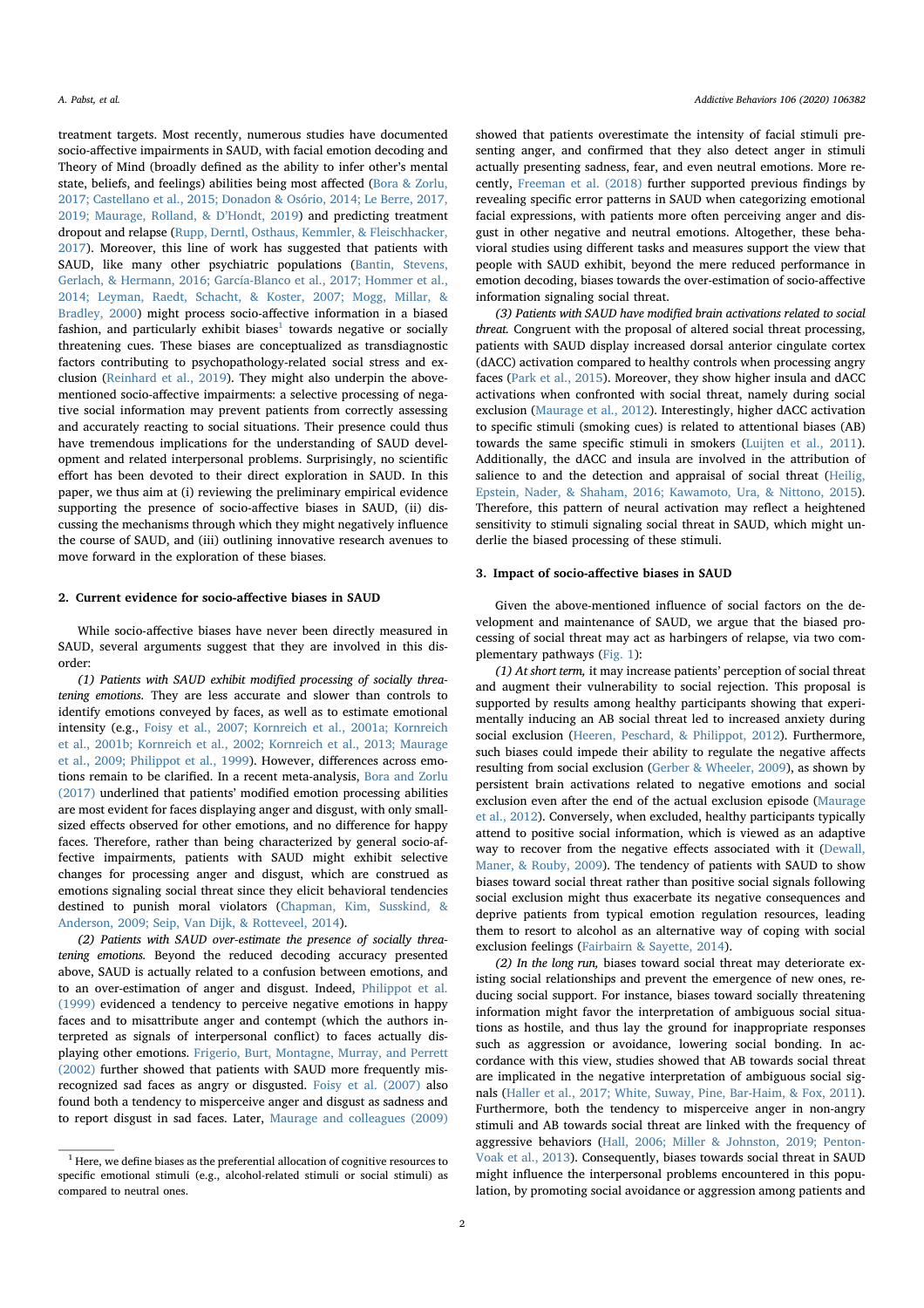treatment targets. Most recently, numerous studies have documented socio-affective impairments in SAUD, with facial emotion decoding and Theory of Mind (broadly defined as the ability to infer other's mental state, beliefs, and feelings) abilities being most affected (Bora & Zorlu, 2017; Castellano et al., 2015; Donadon & Osório, 2014; Le Berre, 2017, 2019; Maurage, Rolland, & D'Hondt, 2019) and predicting treatment dropout and relapse (Rupp, Derntl, Osthaus, Kemmler, & Fleischhacker, 2017). Moreover, this line of work has suggested that patients with SAUD, like many other psychiatric populations (Bantin, Stevens, Gerlach, & Hermann, 2016; García-Blanco et al., 2017; Hommer et al., 2014; Leyman, Raedt, Schacht, & Koster, 2007; Mogg, Millar, & Bradley, 2000) might process socio-affective information in a biased fashion, and particularly exhibit biases[1] towards negative or socially threatening cues. These biases are conceptualized as transdiagnostic factors contributing to psychopathology-related social stress and exclusion (Reinhard et al., 2019). They might also underpin the above-mentioned socio-affective impairments: a selective processing of negative social information may prevent patients from correctly assessing and accurately reacting to social situations. Their presence could thus have tremendous implications for the understanding of SAUD development and related interpersonal problems. Surprisingly, no scientific effort has been devoted to their direct exploration in SAUD. In this paper, we thus aim at (i) reviewing the preliminary empirical evidence supporting the presence of socio-affective biases in SAUD, (ii) discussing the mechanisms through which they might negatively influence the course of SAUD, and (iii) outlining innovative research avenues to move forward in the exploration of these biases.

## 2. Current evidence for socio-affective biases in SAUD

While socio-affective biases have never been directly measured in SAUD, several arguments suggest that they are involved in this disorder:

*(1) Patients with SAUD exhibit modified processing of socially threatening emotions.* They are less accurate and slower than controls to identify emotions conveyed by faces, as well as to estimate emotional intensity (e.g., Foisy et al., 2007; Kornreich et al., 2001a; Kornreich et al., 2001b; Kornreich et al., 2002; Kornreich et al., 2013; Maurage et al., 2009; Philippot et al., 1999). However, differences across emotions remain to be clarified. In a recent meta-analysis, Bora and Zorlu (2017) underlined that patients' modified emotion processing abilities are most evident for faces displaying anger and disgust, with only small-sized effects observed for other emotions, and no difference for happy faces. Therefore, rather than being characterized by general socio-affective impairments, patients with SAUD might exhibit selective changes for processing anger and disgust, which are construed as emotions signaling social threat since they elicit behavioral tendencies destined to punish moral violators (Chapman, Kim, Susskind, & Anderson, 2009; Seip, Van Dijk, & Rotteveel, 2014).

*(2) Patients with SAUD over-estimate the presence of socially threatening emotions.* Beyond the reduced decoding accuracy presented above, SAUD is actually related to a confusion between emotions, and to an over-estimation of anger and disgust. Indeed, Philippot et al. (1999) evidenced a tendency to perceive negative emotions in happy faces and to misattribute anger and contempt (which the authors interpreted as signals of interpersonal conflict) to faces actually displaying other emotions. Frigerio, Burt, Montagne, Murray, and Perrett (2002) further showed that patients with SAUD more frequently misrecognized sad faces as angry or disgusted. Foisy et al. (2007) also found both a tendency to misperceive anger and disgust as sadness and to report disgust in sad faces. Later, Maurage and colleagues (2009) showed that patients overestimate the intensity of facial stimuli presenting anger, and confirmed that they also detect anger in stimuli actually presenting sadness, fear, and even neutral emotions. More recently, Freeman et al. (2018) further supported previous findings by revealing specific error patterns in SAUD when categorizing emotional facial expressions, with patients more often perceiving anger and disgust in other negative and neutral emotions. Altogether, these behavioral studies using different tasks and measures support the view that people with SAUD exhibit, beyond the mere reduced performance in emotion decoding, biases towards the over-estimation of socio-affective information signaling social threat.

*(3) Patients with SAUD have modified brain activations related to social threat.* Congruent with the proposal of altered social threat processing, patients with SAUD display increased dorsal anterior cingulate cortex (dACC) activation compared to healthy controls when processing angry faces (Park et al., 2015). Moreover, they show higher insula and dACC activations when confronted with social threat, namely during social exclusion (Maurage et al., 2012). Interestingly, higher dACC activation to specific stimuli (smoking cues) is related to attentional biases (AB) towards the same specific stimuli in smokers (Luijten et al., 2011). Additionally, the dACC and insula are involved in the attribution of salience to and the detection and appraisal of social threat (Heilig, Epstein, Nader, & Shaham, 2016; Kawamoto, Ura, & Nittono, 2015). Therefore, this pattern of neural activation may reflect a heightened sensitivity to stimuli signaling social threat in SAUD, which might underlie the biased processing of these stimuli.

## 3. Impact of socio-affective biases in SAUD

Given the above-mentioned influence of social factors on the development and maintenance of SAUD, we argue that the biased processing of social threat may act as harbingers of relapse, via two complementary pathways (Fig. 1):

*(1) At short term,* it may increase patients' perception of social threat and augment their vulnerability to social rejection. This proposal is supported by results among healthy participants showing that experimentally inducing an AB social threat led to increased anxiety during social exclusion (Heeren, Peschard, & Philippot, 2012). Furthermore, such biases could impede their ability to regulate the negative affects resulting from social exclusion (Gerber & Wheeler, 2009), as shown by persistent brain activations related to negative emotions and social exclusion even after the end of the actual exclusion episode (Maurage et al., 2012). Conversely, when excluded, healthy participants typically attend to positive social information, which is viewed as an adaptive way to recover from the negative effects associated with it (Dewall, Maner, & Rouby, 2009). The tendency of patients with SAUD to show biases toward social threat rather than positive social signals following social exclusion might thus exacerbate its negative consequences and deprive patients from typical emotion regulation resources, leading them to resort to alcohol as an alternative way of coping with social exclusion feelings (Fairbairn & Sayette, 2014).

*(2) In the long run,* biases toward social threat may deteriorate existing social relationships and prevent the emergence of new ones, reducing social support. For instance, biases toward socially threatening information might favor the interpretation of ambiguous social situations as hostile, and thus lay the ground for inappropriate responses such as aggression or avoidance, lowering social bonding. In accordance with this view, studies showed that AB towards social threat are implicated in the negative interpretation of ambiguous social signals (Haller et al., 2017; White, Suway, Pine, Bar-Haim, & Fox, 2011). Furthermore, both the tendency to misperceive anger in non-angry stimuli and AB towards social threat are linked with the frequency of aggressive behaviors (Hall, 2006; Miller & Johnston, 2019; Penton-Voak et al., 2013). Consequently, biases towards social threat in SAUD might influence the interpersonal problems encountered in this population, by promoting social avoidance or aggression among patients and

[1] Here, we define biases as the preferential allocation of cognitive resources to specific emotional stimuli (e.g., alcohol-related stimuli or social stimuli) as compared to neutral ones.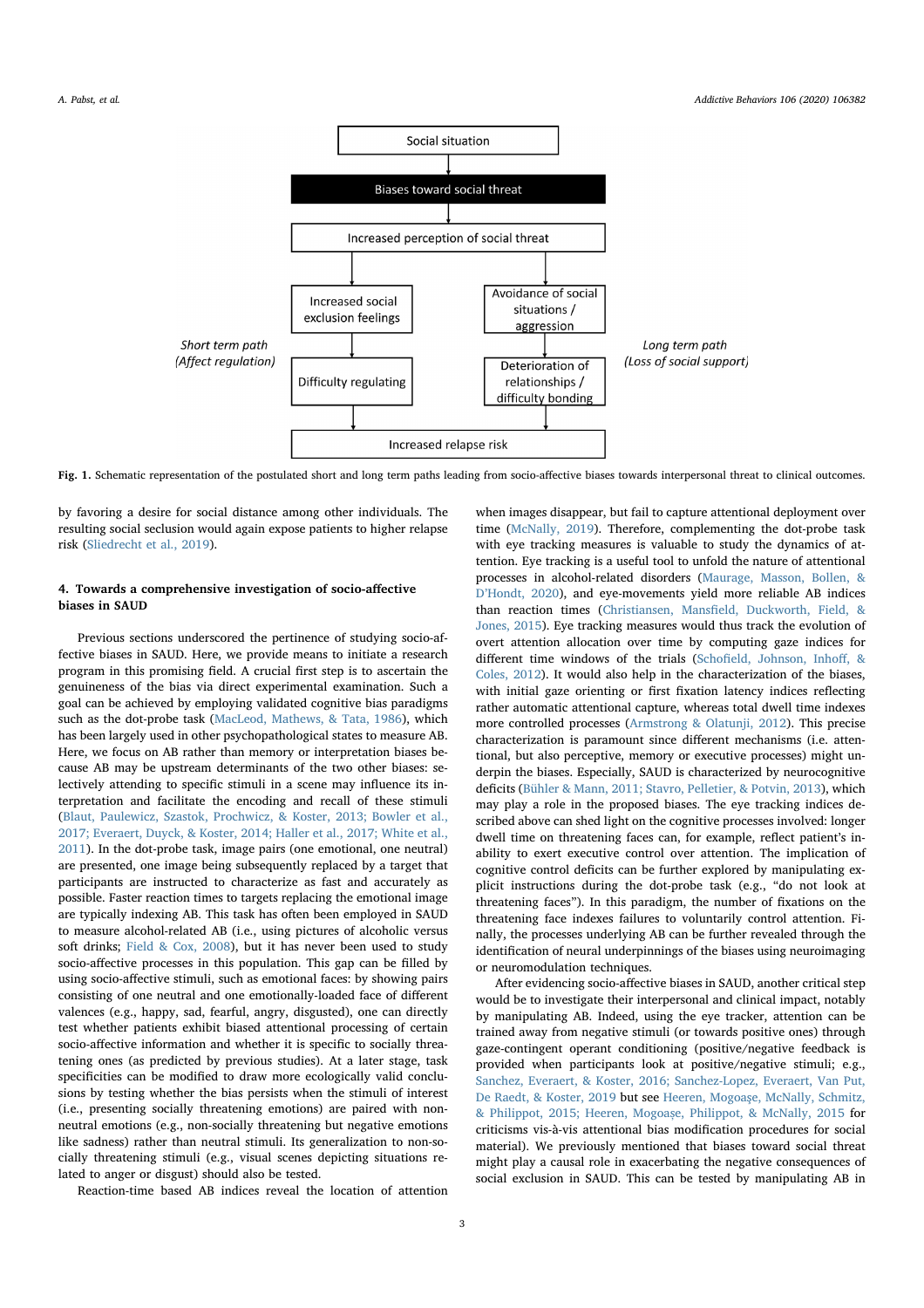**Fig. 1.** Schematic representation of the postulated short and long term paths leading from socio-affective biases towards interpersonal threat to clinical outcomes.

by favoring a desire for social distance among other individuals. The resulting social seclusion would again expose patients to higher relapse risk (Sliedrecht et al., 2019).

## 4. Towards a comprehensive investigation of socio-affective biases in SAUD

Previous sections underscored the pertinence of studying socio-affective biases in SAUD. Here, we provide means to initiate a research program in this promising field. A crucial first step is to ascertain the genuineness of the bias via direct experimental examination. Such a goal can be achieved by employing validated cognitive bias paradigms such as the dot-probe task (MacLeod, Mathews, & Tata, 1986), which has been largely used in other psychopathological states to measure AB. Here, we focus on AB rather than memory or interpretation biases because AB may be upstream determinants of the two other biases: selectively attending to specific stimuli in a scene may influence its interpretation and facilitate the encoding and recall of these stimuli (Blaut, Paulewicz, Szastok, Prochwicz, & Koster, 2013; Bowler et al., 2017; Everaert, Duyck, & Koster, 2014; Haller et al., 2017; White et al., 2011). In the dot-probe task, image pairs (one emotional, one neutral) are presented, one image being subsequently replaced by a target that participants are instructed to characterize as fast and accurately as possible. Faster reaction times to targets replacing the emotional image are typically indexing AB. This task has often been employed in SAUD to measure alcohol-related AB (i.e., using pictures of alcoholic versus soft drinks; Field & Cox, 2008), but it has never been used to study socio-affective processes in this population. This gap can be filled by using socio-affective stimuli, such as emotional faces: by showing pairs consisting of one neutral and one emotionally-loaded face of different valences (e.g., happy, sad, fearful, angry, disgusted), one can directly test whether patients exhibit biased attentional processing of certain socio-affective information and whether it is specific to socially threatening ones (as predicted by previous studies). At a later stage, task specificities can be modified to draw more ecologically valid conclusions by testing whether the bias persists when the stimuli of interest (i.e., presenting socially threatening emotions) are paired with non-neutral emotions (e.g., non-socially threatening but negative emotions like sadness) rather than neutral stimuli. Its generalization to non-socially threatening stimuli (e.g., visual scenes depicting situations related to anger or disgust) should also be tested.

Reaction-time based AB indices reveal the location of attention when images disappear, but fail to capture attentional deployment over time (McNally, 2019). Therefore, complementing the dot-probe task with eye tracking measures is valuable to study the dynamics of attention. Eye tracking is a useful tool to unfold the nature of attentional processes in alcohol-related disorders (Maurage, Masson, Bollen, & D'Hondt, 2020), and eye-movements yield more reliable AB indices than reaction times (Christiansen, Mansfield, Duckworth, Field, & Jones, 2015). Eye tracking measures would thus track the evolution of overt attention allocation over time by computing gaze indices for different time windows of the trials (Schofield, Johnson, Inhoff, & Coles, 2012). It would also help in the characterization of the biases, with initial gaze orienting or first fixation latency indices reflecting rather automatic attentional capture, whereas total dwell time indexes more controlled processes (Armstrong & Olatunji, 2012). This precise characterization is paramount since different mechanisms (i.e. attentional, but also perceptive, memory or executive processes) might underpin the biases. Especially, SAUD is characterized by neurocognitive deficits (Bühler & Mann, 2011; Stavro, Pelletier, & Potvin, 2013), which may play a role in the proposed biases. The eye tracking indices described above can shed light on the cognitive processes involved: longer dwell time on threatening faces can, for example, reflect patient's inability to exert executive control over attention. The implication of cognitive control deficits can be further explored by manipulating explicit instructions during the dot-probe task (e.g., "do not look at threatening faces"). In this paradigm, the number of fixations on the threatening face indexes failures to voluntarily control attention. Finally, the processes underlying AB can be further revealed through the identification of neural underpinnings of the biases using neuroimaging or neuromodulation techniques.

After evidencing socio-affective biases in SAUD, another critical step would be to investigate their interpersonal and clinical impact, notably by manipulating AB. Indeed, using the eye tracker, attention can be trained away from negative stimuli (or towards positive ones) through gaze-contingent operant conditioning (positive/negative feedback is provided when participants look at positive/negative stimuli; e.g., Sanchez, Everaert, & Koster, 2016; Sanchez-Lopez, Everaert, Van Put, De Raedt, & Koster, 2019 but see Heeren, Mogoașe, McNally, Schmitz, & Philippot, 2015; Heeren, Mogoașe, Philippot, & McNally, 2015 for criticisms vis-à-vis attentional bias modification procedures for social material). We previously mentioned that biases toward social threat might play a causal role in exacerbating the negative consequences of social exclusion in SAUD. This can be tested by manipulating AB in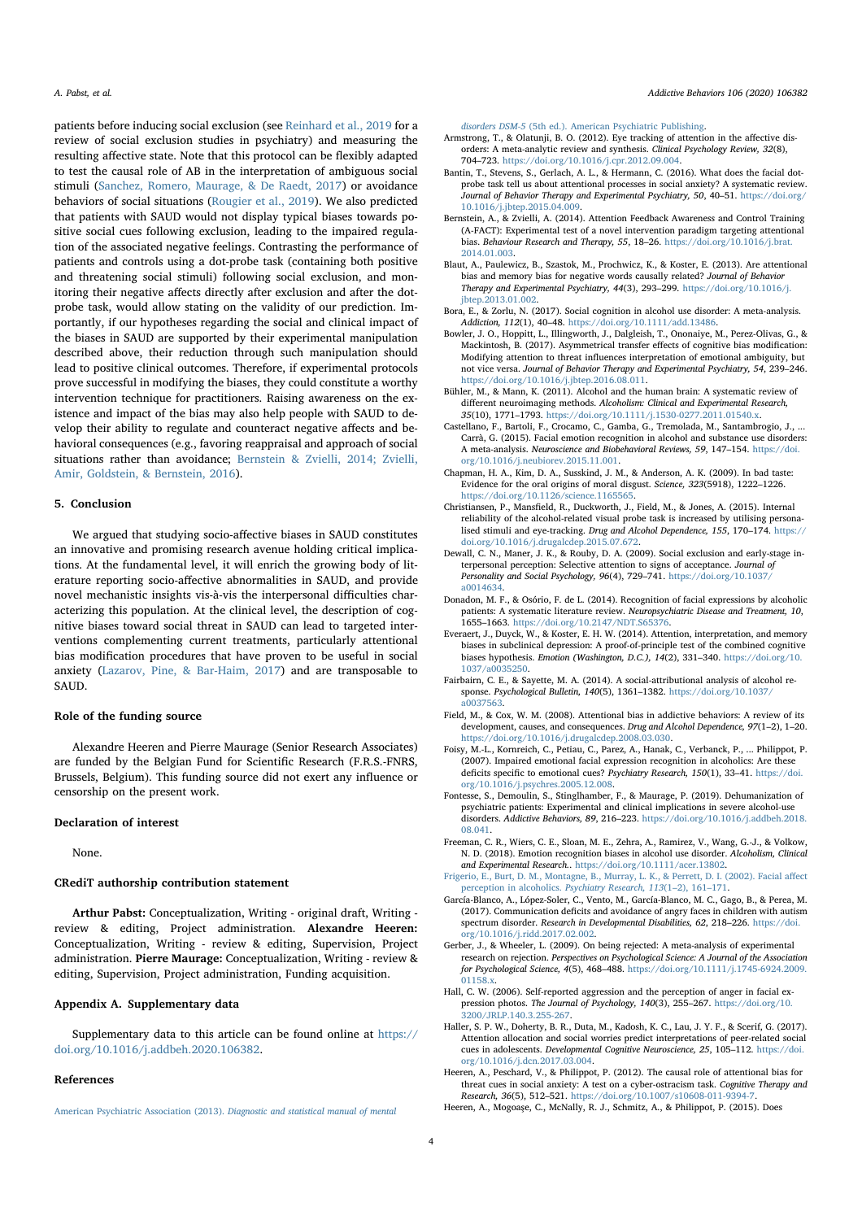patients before inducing social exclusion (see Reinhard et al., 2019 for a review of social exclusion studies in psychiatry) and measuring the resulting affective state. Note that this protocol can be flexibly adapted to test the causal role of AB in the interpretation of ambiguous social stimuli (Sanchez, Romero, Maurage, & De Raedt, 2017) or avoidance behaviors of social situations (Rougier et al., 2019). We also predicted that patients with SAUD would not display typical biases towards positive social cues following exclusion, leading to the impaired regulation of the associated negative feelings. Contrasting the performance of patients and controls using a dot-probe task (containing both positive and threatening social stimuli) following social exclusion, and monitoring their negative affects directly after exclusion and after the dot-probe task, would allow stating on the validity of our prediction. Importantly, if our hypotheses regarding the social and clinical impact of the biases in SAUD are supported by their experimental manipulation described above, their reduction through such manipulation should lead to positive clinical outcomes. Therefore, if experimental protocols prove successful in modifying the biases, they could constitute a worthy intervention technique for practitioners. Raising awareness on the existence and impact of the bias may also help people with SAUD to develop their ability to regulate and counteract negative affects and behavioral consequences (e.g., favoring reappraisal and approach of social situations rather than avoidance; Bernstein & Zvielli, 2014; Zvielli, Amir, Goldstein, & Bernstein, 2016).

## 5. Conclusion

We argued that studying socio-affective biases in SAUD constitutes an innovative and promising research avenue holding critical implications. At the fundamental level, it will enrich the growing body of literature reporting socio-affective abnormalities in SAUD, and provide novel mechanistic insights vis-à-vis the interpersonal difficulties characterizing this population. At the clinical level, the description of cognitive biases toward social threat in SAUD can lead to targeted interventions complementing current treatments, particularly attentional bias modification procedures that have proven to be useful in social anxiety (Lazarov, Pine, & Bar-Haim, 2017) and are transposable to SAUD.

## Role of the funding source

Alexandre Heeren and Pierre Maurage (Senior Research Associates) are funded by the Belgian Fund for Scientific Research (F.R.S.-FNRS, Brussels, Belgium). This funding source did not exert any influence or censorship on the present work.

## Declaration of interest

None.

## CRediT authorship contribution statement

**Arthur Pabst:** Conceptualization, Writing - original draft, Writing - review & editing, Project administration. **Alexandre Heeren:** Conceptualization, Writing - review & editing, Supervision, Project administration. **Pierre Maurage:** Conceptualization, Writing - review & editing, Supervision, Project administration, Funding acquisition.

## Appendix A. Supplementary data

Supplementary data to this article can be found online at https://doi.org/10.1016/j.addbeh.2020.106382.

## References

American Psychiatric Association (2013). *Diagnostic and statistical manual of mental disorders DSM-5* (5th ed.). American Psychiatric Publishing.

Armstrong, T., & Olatunji, B. O. (2012). Eye tracking of attention in the affective disorders: A meta-analytic review and synthesis. *Clinical Psychology Review, 32*(8), 704–723. https://doi.org/10.1016/j.cpr.2012.09.004.

Bantin, T., Stevens, S., Gerlach, A. L., & Hermann, C. (2016). What does the facial dot-probe task tell us about attentional processes in social anxiety? A systematic review. *Journal of Behavior Therapy and Experimental Psychiatry, 50*, 40–51. https://doi.org/10.1016/j.jbtep.2015.04.009.

Bernstein, A., & Zvielli, A. (2014). Attention Feedback Awareness and Control Training (A-FACT): Experimental test of a novel intervention paradigm targeting attentional bias. *Behaviour Research and Therapy, 55*, 18–26. https://doi.org/10.1016/j.brat.2014.01.003.

Blaut, A., Paulewicz, B., Szastok, M., Prochwicz, K., & Koster, E. (2013). Are attentional bias and memory bias for negative words causally related? *Journal of Behavior Therapy and Experimental Psychiatry, 44*(3), 293–299. https://doi.org/10.1016/j.jbtep.2013.01.002.

Bora, E., & Zorlu, N. (2017). Social cognition in alcohol use disorder: A meta-analysis. *Addiction, 112*(1), 40–48. https://doi.org/10.1111/add.13486.

Bowler, J. O., Hoppitt, L., Illingworth, J., Dalgleish, T., Ononaiye, M., Perez-Olivas, G., & Mackintosh, B. (2017). Asymmetrical transfer effects of cognitive bias modification: Modifying attention to threat influences interpretation of emotional ambiguity, but not vice versa. *Journal of Behavior Therapy and Experimental Psychiatry, 54*, 239–246. https://doi.org/10.1016/j.jbtep.2016.08.011.

Bühler, M., & Mann, K. (2011). Alcohol and the human brain: A systematic review of different neuroimaging methods. *Alcoholism: Clinical and Experimental Research, 35*(10), 1771–1793. https://doi.org/10.1111/j.1530-0277.2011.01540.x.

Castellano, F., Bartoli, F., Crocamo, C., Gamba, G., Tremolada, M., Santambrogio, J., ... Carrà, G. (2015). Facial emotion recognition in alcohol and substance use disorders: A meta-analysis. *Neuroscience and Biobehavioral Reviews, 59*, 147–154. https://doi.org/10.1016/j.neubiorev.2015.11.001.

Chapman, H. A., Kim, D. A., Susskind, J. M., & Anderson, A. K. (2009). In bad taste: Evidence for the oral origins of moral disgust. *Science, 323*(5918), 1222–1226. https://doi.org/10.1126/science.1165565.

Christiansen, P., Mansfield, R., Duckworth, J., Field, M., & Jones, A. (2015). Internal reliability of the alcohol-related visual probe task is increased by utilising personalised stimuli and eye-tracking. *Drug and Alcohol Dependence, 155*, 170–174. https://doi.org/10.1016/j.drugalcdep.2015.07.672.

Dewall, C. N., Maner, J. K., & Rouby, D. A. (2009). Social exclusion and early-stage interpersonal perception: Selective attention to signs of acceptance. *Journal of Personality and Social Psychology, 96*(4), 729–741. https://doi.org/10.1037/a0014634.

Donadon, M. F., & Osório, F. de L. (2014). Recognition of facial expressions by alcoholic patients: A systematic literature review. *Neuropsychiatric Disease and Treatment, 10*, 1655–1663. https://doi.org/10.2147/NDT.S65376.

Everaert, J., Duyck, W., & Koster, E. H. W. (2014). Attention, interpretation, and memory biases in subclinical depression: A proof-of-principle test of the combined cognitive biases hypothesis. *Emotion (Washington, D.C.), 14*(2), 331–340. https://doi.org/10.1037/a0035250.

Fairbairn, C. E., & Sayette, M. A. (2014). A social-attributional analysis of alcohol response. *Psychological Bulletin, 140*(5), 1361–1382. https://doi.org/10.1037/a0037563.

Field, M., & Cox, W. M. (2008). Attentional bias in addictive behaviors: A review of its development, causes, and consequences. *Drug and Alcohol Dependence, 97*(1–2), 1–20. https://doi.org/10.1016/j.drugalcdep.2008.03.030.

Foisy, M.-L., Kornreich, C., Petiau, C., Parez, A., Hanak, C., Verbanck, P., ... Philippot, P. (2007). Impaired emotional facial expression recognition in alcoholics: Are these deficits specific to emotional cues? *Psychiatry Research, 150*(1), 33–41. https://doi.org/10.1016/j.psychres.2005.12.008.

Fontesse, S., Demoulin, S., Stinglhamber, F., & Maurage, P. (2019). Dehumanization of psychiatric patients: Experimental and clinical implications in severe alcohol-use disorders. *Addictive Behaviors, 89*, 216–223. https://doi.org/10.1016/j.addbeh.2018.08.041.

Freeman, C. R., Wiers, C. E., Sloan, M. E., Zehra, A., Ramirez, V., Wang, G.-J., & Volkow, N. D. (2018). Emotion recognition biases in alcohol use disorder. *Alcoholism, Clinical and Experimental Research.*. https://doi.org/10.1111/acer.13802.

Frigerio, E., Burt, D. M., Montagne, B., Murray, L. K., & Perrett, D. I. (2002). Facial affect perception in alcoholics. *Psychiatry Research, 113*(1–2), 161–171.

García-Blanco, A., López-Soler, C., Vento, M., García-Blanco, M. C., Gago, B., & Perea, M. (2017). Communication deficits and avoidance of angry faces in children with autism spectrum disorder. *Research in Developmental Disabilities, 62*, 218–226. https://doi.org/10.1016/j.ridd.2017.02.002.

Gerber, J., & Wheeler, L. (2009). On being rejected: A meta-analysis of experimental research on rejection. *Perspectives on Psychological Science: A Journal of the Association for Psychological Science, 4*(5), 468–488. https://doi.org/10.1111/j.1745-6924.2009.01158.x.

Hall, C. W. (2006). Self-reported aggression and the perception of anger in facial expression photos. *The Journal of Psychology, 140*(3), 255–267. https://doi.org/10.3200/JRLP.140.3.255-267.

Haller, S. P. W., Doherty, B. R., Duta, M., Kadosh, K. C., Lau, J. Y. F., & Scerif, G. (2017). Attention allocation and social worries predict interpretations of peer-related social cues in adolescents. *Developmental Cognitive Neuroscience, 25*, 105–112. https://doi.org/10.1016/j.dcn.2017.03.004.

Heeren, A., Peschard, V., & Philippot, P. (2012). The causal role of attentional bias for threat cues in social anxiety: A test on a cyber-ostracism task. *Cognitive Therapy and Research, 36*(5), 512–521. https://doi.org/10.1007/s10608-011-9394-7.

Heeren, A., Mogoașe, C., McNally, R. J., Schmitz, A., & Philippot, P. (2015). Does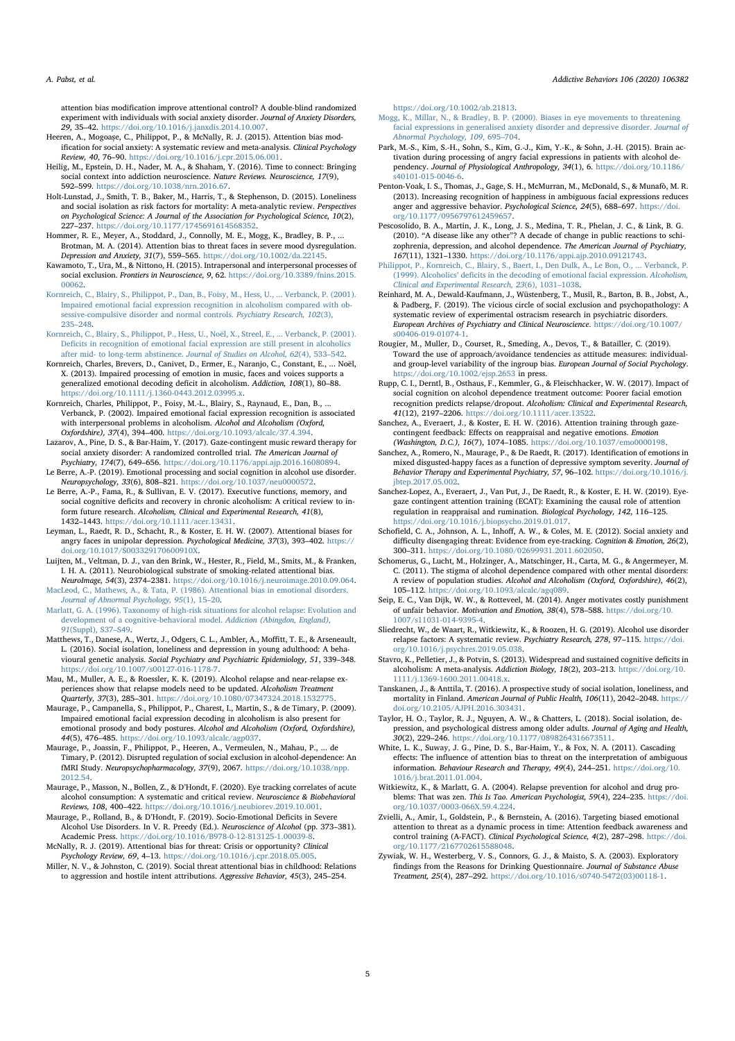attention bias modification improve attentional control? A double-blind randomized experiment with individuals with social anxiety disorder. *Journal of Anxiety Disorders, 29*, 35–42. https://doi.org/10.1016/j.janxdis.2014.10.007.

Heeren, A., Mogoașe, C., Philippot, P., & McNally, R. J. (2015). Attention bias modification for social anxiety: A systematic review and meta-analysis. *Clinical Psychology Review, 40*, 76–90. https://doi.org/10.1016/j.cpr.2015.06.001.

Heilig, M., Epstein, D. H., Nader, M. A., & Shaham, Y. (2016). Time to connect: Bringing social context into addiction neuroscience. *Nature Reviews. Neuroscience, 17*(9), 592–599. https://doi.org/10.1038/nrn.2016.67.

Holt-Lunstad, J., Smith, T. B., Baker, M., Harris, T., & Stephenson, D. (2015). Loneliness and social isolation as risk factors for mortality: A meta-analytic review. *Perspectives on Psychological Science: A Journal of the Association for Psychological Science, 10*(2), 227–237. https://doi.org/10.1177/1745691614568352.

Hommer, R. E., Meyer, A., Stoddard, J., Connolly, M. E., Mogg, K., Bradley, B. P., ... Brotman, M. A. (2014). Attention bias to threat faces in severe mood dysregulation. *Depression and Anxiety, 31*(7), 559–565. https://doi.org/10.1002/da.22145.

Kawamoto, T., Ura, M., & Nittono, H. (2015). Intrapersonal and interpersonal processes of social exclusion. *Frontiers in Neuroscience, 9*, 62. https://doi.org/10.3389/fnins.2015.00062.

Kornreich, C., Blairy, S., Philippot, P., Dan, B., Foisy, M., Hess, U., ... Verbanck, P. (2001). Impaired emotional facial expression recognition in alcoholism compared with obsessive-compulsive disorder and normal controls. *Psychiatry Research, 102*(3), 235–248.

Kornreich, C., Blairy, S., Philippot, P., Hess, U., Noël, X., Streel, E., ... Verbanck, P. (2001). Deficits in recognition of emotional facial expression are still present in alcoholics after mid- to long-term abstinence. *Journal of Studies on Alcohol, 62*(4), 533–542.

Kornreich, Charles, Brevers, D., Canivet, D., Ermer, E., Naranjo, C., Constant, E., ... Noël, X. (2013). Impaired processing of emotion in music, faces and voices supports a generalized emotional decoding deficit in alcoholism. *Addiction, 108*(1), 80–88. https://doi.org/10.1111/j.1360-0443.2012.03995.x.

Kornreich, Charles, Philippot, P., Foisy, M.-L., Blairy, S., Raynaud, E., Dan, B., ... Verbanck, P. (2002). Impaired emotional facial expression recognition is associated with interpersonal problems in alcoholism. *Alcohol and Alcoholism (Oxford, Oxfordshire), 37*(4), 394–400. https://doi.org/10.1093/alcalc/37.4.394.

Lazarov, A., Pine, D. S., & Bar-Haim, Y. (2017). Gaze-contingent music reward therapy for social anxiety disorder: A randomized controlled trial. *The American Journal of Psychiatry, 174*(7), 649–656. https://doi.org/10.1176/appi.ajp.2016.16080894.

Le Berre, A.-P. (2019). Emotional processing and social cognition in alcohol use disorder. *Neuropsychology, 33*(6), 808–821. https://doi.org/10.1037/neu0000572.

Le Berre, A.-P., Fama, R., & Sullivan, E. V. (2017). Executive functions, memory, and social cognitive deficits and recovery in chronic alcoholism: A critical review to inform future research. *Alcoholism, Clinical and Experimental Research, 41*(8), 1432–1443. https://doi.org/10.1111/acer.13431.

Leyman, L., Raedt, R. D., Schacht, R., & Koster, E. H. W. (2007). Attentional biases for angry faces in unipolar depression. *Psychological Medicine, 37*(3), 393–402. https://doi.org/10.1017/S003329170600910X.

Luijten, M., Veltman, D. J., van den Brink, W., Hester, R., Field, M., Smits, M., & Franken, I. H. A. (2011). Neurobiological substrate of smoking-related attentional bias. *NeuroImage, 54*(3), 2374–2381. https://doi.org/10.1016/j.neuroimage.2010.09.064.

MacLeod, C., Mathews, A., & Tata, P. (1986). Attentional bias in emotional disorders. *Journal of Abnormal Psychology, 95*(1), 15–20.

Marlatt, G. A. (1996). Taxonomy of high-risk situations for alcohol relapse: Evolution and development of a cognitive-behavioral model. *Addiction (Abingdon, England), 91*(Suppl), S37–S49.

Matthews, T., Danese, A., Wertz, J., Odgers, C. L., Ambler, A., Moffitt, T. E., & Arseneault, L. (2016). Social isolation, loneliness and depression in young adulthood: A behavioural genetic analysis. *Social Psychiatry and Psychiatric Epidemiology, 51*, 339–348. https://doi.org/10.1007/s00127-016-1178-7.

Mau, M., Muller, A. E., & Roessler, K. K. (2019). Alcohol relapse and near-relapse experiences show that relapse models need to be updated. *Alcoholism Treatment Quarterly, 37*(3), 285–301. https://doi.org/10.1080/07347324.2018.1532775.

Maurage, P., Campanella, S., Philippot, P., Charest, I., Martin, S., & de Timary, P. (2009). Impaired emotional facial expression decoding in alcoholism is also present for emotional prosody and body postures. *Alcohol and Alcoholism (Oxford, Oxfordshire), 44*(5), 476–485. https://doi.org/10.1093/alcalc/agp037.

Maurage, P., Joassin, F., Philippot, P., Heeren, A., Vermeulen, N., Mahau, P., ... de Timary, P. (2012). Disrupted regulation of social exclusion in alcohol-dependence: An fMRI Study. *Neuropsychopharmacology, 37*(9), 2067. https://doi.org/10.1038/npp.2012.54.

Maurage, P., Masson, N., Bollen, Z., & D'Hondt, F. (2020). Eye tracking correlates of acute alcohol consumption: A systematic and critical review. *Neuroscience & Biobehavioral Reviews, 108*, 400–422. https://doi.org/10.1016/j.neubiorev.2019.10.001.

Maurage, P., Rolland, B., & D'Hondt, F. (2019). Socio-Emotional Deficits in Severe Alcohol Use Disorders. In V. R. Preedy (Ed.). *Neuroscience of Alcohol* (pp. 373–381). Academic Press. https://doi.org/10.1016/B978-0-12-813125-1.00039-8.

McNally, R. J. (2019). Attentional bias for threat: Crisis or opportunity? *Clinical Psychology Review, 69*, 4–13. https://doi.org/10.1016/j.cpr.2018.05.005.

Miller, N. V., & Johnston, C. (2019). Social threat attentional bias in childhood: Relations to aggression and hostile intent attributions. *Aggressive Behavior, 45*(3), 245–254. https://doi.org/10.1002/ab.21813.

Mogg, K., Millar, N., & Bradley, B. P. (2000). Biases in eye movements to threatening facial expressions in generalised anxiety disorder and depressive disorder. *Journal of Abnormal Psychology, 109*, 695–704.

Park, M.-S., Kim, S.-H., Sohn, S., Kim, G.-J., Kim, Y.-K., & Sohn, J.-H. (2015). Brain activation during processing of angry facial expressions in patients with alcohol dependency. *Journal of Physiological Anthropology, 34*(1), 6. https://doi.org/10.1186/s40101-015-0046-6.

Penton-Voak, I. S., Thomas, J., Gage, S. H., McMurran, M., McDonald, S., & Munafò, M. R. (2013). Increasing recognition of happiness in ambiguous facial expressions reduces anger and aggressive behavior. *Psychological Science, 24*(5), 688–697. https://doi.org/10.1177/0956797612459657.

Pescosolido, B. A., Martin, J. K., Long, J. S., Medina, T. R., Phelan, J. C., & Link, B. G. (2010). "A disease like any other"? A decade of change in public reactions to schizophrenia, depression, and alcohol dependence. *The American Journal of Psychiatry, 167*(11), 1321–1330. https://doi.org/10.1176/appi.ajp.2010.09121743.

Philippot, P., Kornreich, C., Blairy, S., Baert, I., Den Dulk, A., Le Bon, O., ... Verbanck, P. (1999). Alcoholics' deficits in the decoding of emotional facial expression. *Alcoholism, Clinical and Experimental Research, 23*(6), 1031–1038.

Reinhard, M. A., Dewald-Kaufmann, J., Wüstenberg, T., Musil, R., Barton, B. B., Jobst, A., & Padberg, F. (2019). The vicious circle of social exclusion and psychopathology: A systematic review of experimental ostracism research in psychiatric disorders. *European Archives of Psychiatry and Clinical Neuroscience*. https://doi.org/10.1007/s00406-019-01074-1.

Rougier, M., Muller, D., Courset, R., Smeding, A., Devos, T., & Batailler, C. (2019). Toward the use of approach/avoidance tendencies as attitude measures: Individual- and group-level variability of the ingroup bias. *European Journal of Social Psychology*. https://doi.org/10.1002/ejsp.2653 in press.

Rupp, C. I., Derntl, B., Osthaus, F., Kemmler, G., & Fleischhacker, W. W. (2017). Impact of social cognition on alcohol dependence treatment outcome: Poorer facial emotion recognition predicts relapse/dropout. *Alcoholism: Clinical and Experimental Research, 41*(12), 2197–2206. https://doi.org/10.1111/acer.13522.

Sanchez, A., Everaert, J., & Koster, E. H. W. (2016). Attention training through gaze-contingent feedback: Effects on reappraisal and negative emotions. *Emotion (Washington, D.C.), 16*(7), 1074–1085. https://doi.org/10.1037/emo0000198.

Sanchez, A., Romero, N., Maurage, P., & De Raedt, R. (2017). Identification of emotions in mixed disgusted-happy faces as a function of depressive symptom severity. *Journal of Behavior Therapy and Experimental Psychiatry, 57*, 96–102. https://doi.org/10.1016/j.jbtep.2017.05.002.

Sanchez-Lopez, A., Everaert, J., Van Put, J., De Raedt, R., & Koster, E. H. W. (2019). Eye-gaze contingent attention training (ECAT): Examining the causal role of attention regulation in reappraisal and rumination. *Biological Psychology, 142*, 116–125. https://doi.org/10.1016/j.biopsycho.2019.01.017.

Schofield, C. A., Johnson, A. L., Inhoff, A. W., & Coles, M. E. (2012). Social anxiety and difficulty disengaging threat: Evidence from eye-tracking. *Cognition & Emotion, 26*(2), 300–311. https://doi.org/10.1080/02699931.2011.602050.

Schomerus, G., Lucht, M., Holzinger, A., Matschinger, H., Carta, M. G., & Angermeyer, M. C. (2011). The stigma of alcohol dependence compared with other mental disorders: A review of population studies. *Alcohol and Alcoholism (Oxford, Oxfordshire), 46*(2), 105–112. https://doi.org/10.1093/alcalc/agq089.

Seip, E. C., Van Dijk, W. W., & Rotteveel, M. (2014). Anger motivates costly punishment of unfair behavior. *Motivation and Emotion, 38*(4), 578–588. https://doi.org/10.1007/s11031-014-9395-4.

Sliedrecht, W., de Waart, R., Witkiewitz, K., & Roozen, H. G. (2019). Alcohol use disorder relapse factors: A systematic review. *Psychiatry Research, 278*, 97–115. https://doi.org/10.1016/j.psychres.2019.05.038.

Stavro, K., Pelletier, J., & Potvin, S. (2013). Widespread and sustained cognitive deficits in alcoholism: A meta-analysis. *Addiction Biology, 18*(2), 203–213. https://doi.org/10.1111/j.1369-1600.2011.00418.x.

Tanskanen, J., & Anttila, T. (2016). A prospective study of social isolation, loneliness, and mortality in Finland. *American Journal of Public Health, 106*(11), 2042–2048. https://doi.org/10.2105/AJPH.2016.303431.

Taylor, H. O., Taylor, R. J., Nguyen, A. W., & Chatters, L. (2018). Social isolation, depression, and psychological distress among older adults. *Journal of Aging and Health, 30*(2), 229–246. https://doi.org/10.1177/0898264316673511.

White, L. K., Suway, J. G., Pine, D. S., Bar-Haim, Y., & Fox, N. A. (2011). Cascading effects: The influence of attention bias to threat on the interpretation of ambiguous information. *Behaviour Research and Therapy, 49*(4), 244–251. https://doi.org/10.1016/j.brat.2011.01.004.

Witkiewitz, K., & Marlatt, G. A. (2004). Relapse prevention for alcohol and drug problems: That was zen. This Is Tao. *American Psychologist, 59*(4), 224–235. https://doi.org/10.1037/0003-066X.59.4.224.

Zvielli, A., Amir, I., Goldstein, P., & Bernstein, A. (2016). Targeting biased emotional attention to threat as a dynamic process in time: Attention feedback awareness and control training (A-FACT). *Clinical Psychological Science, 4*(2), 287–298. https://doi.org/10.1177/2167702615588048.

Zywiak, W. H., Westerberg, V. S., Connors, G. J., & Maisto, S. A. (2003). Exploratory findings from the Reasons for Drinking Questionnaire. *Journal of Substance Abuse Treatment, 25*(4), 287–292. https://doi.org/10.1016/s0740-5472(03)00118-1.